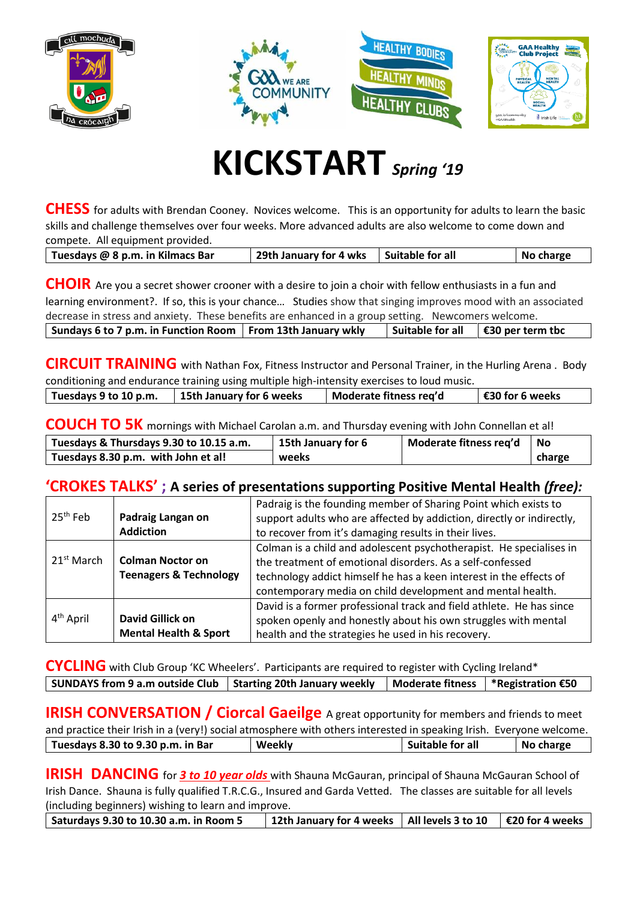# KICKSTART *Spring '19*

**CHESS** for adults with Brendan Cooney. Novices welcome. This is an opportunity for adults to learn the basic skills and challenge themselves over four weeks. More advanced adults are also welcome to come down and compete. All equipment provided.

| Tuesdays @ 8 p.m. in Kilmacs Bar | 29th January for 4 wks | Suitable for all | No charge |
|---|---|---|---|

**CHOIR** Are you a secret shower crooner with a desire to join a choir with fellow enthusiasts in a fun and learning environment?. If so, this is your chance… Studies show that singing improves mood with an associated decrease in stress and anxiety. These benefits are enhanced in a group setting. Newcomers welcome.

| Sundays 6 to 7 p.m. in Function Room | From 13th January wkly | Suitable for all | €30 per term tbc |
|---|---|---|---|

**CIRCUIT TRAINING** with Nathan Fox, Fitness Instructor and Personal Trainer, in the Hurling Arena . Body conditioning and endurance training using multiple high-intensity exercises to loud music.

| Tuesdays 9 to 10 p.m. | 15th January for 6 weeks | Moderate fitness req'd | €30 for 6 weeks |
|---|---|---|---|

**COUCH TO 5K** mornings with Michael Carolan a.m. and Thursday evening with John Connellan et al!

| Tuesdays & Thursdays 9.30 to 10.15 a.m. | 15th January for 6 | Moderate fitness req'd | No |
|---|---|---|---|
| Tuesdays 8.30 p.m. with John et al! | weeks | | charge |

## 'CROKES TALKS' ; A series of presentations supporting Positive Mental Health *(free)*:

| | | |
|---|---|---|
| 25th Feb | **Padraig Langan on Addiction** | Padraig is the founding member of Sharing Point which exists to support adults who are affected by addiction, directly or indirectly, to recover from it's damaging results in their lives. |
| 21st March | **Colman Noctor on Teenagers & Technology** | Colman is a child and adolescent psychotherapist. He specialises in the treatment of emotional disorders. As a self-confessed technology addict himself he has a keen interest in the effects of contemporary media on child development and mental health. |
| 4th April | **David Gillick on Mental Health & Sport** | David is a former professional track and field athlete. He has since spoken openly and honestly about his own struggles with mental health and the strategies he used in his recovery. |

**CYCLING** with Club Group 'KC Wheelers'. Participants are required to register with Cycling Ireland*

| SUNDAYS from 9 a.m outside Club | Starting 20th January weekly | Moderate fitness | *Registration €50 |
|---|---|---|---|

**IRISH CONVERSATION / Ciorcal Gaeilge** A great opportunity for members and friends to meet and practice their Irish in a (very!) social atmosphere with others interested in speaking Irish. Everyone welcome.

| Tuesdays 8.30 to 9.30 p.m. in Bar | Weekly | Suitable for all | No charge |
|---|---|---|---|

**IRISH DANCING** for ***3 to 10 year olds*** with Shauna McGauran, principal of Shauna McGauran School of Irish Dance. Shauna is fully qualified T.R.C.G., Insured and Garda Vetted. The classes are suitable for all levels (including beginners) wishing to learn and improve.

| Saturdays 9.30 to 10.30 a.m. in Room 5 | 12th January for 4 weeks | All levels 3 to 10 | €20 for 4 weeks |
|---|---|---|---|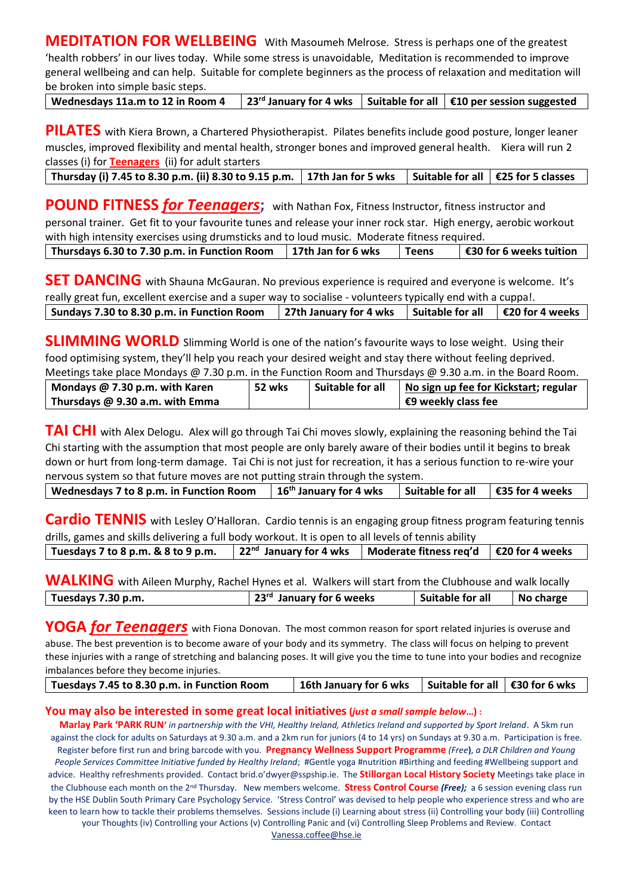**MEDITATION FOR WELLBEING** With Masoumeh Melrose. Stress is perhaps one of the greatest 'health robbers' in our lives today. While some stress is unavoidable, Meditation is recommended to improve general wellbeing and can help. Suitable for complete beginners as the process of relaxation and meditation will be broken into simple basic steps.

| | | | |
|---|---|---|---|
| **Wednesdays 11a.m to 12 in Room 4** | **23rd January for 4 wks** | **Suitable for all** | **€10 per session suggested** |

**PILATES** with Kiera Brown, a Chartered Physiotherapist. Pilates benefits include good posture, longer leaner muscles, improved flexibility and mental health, stronger bones and improved general health. Kiera will run 2 classes (i) for **Teenagers** (ii) for adult starters

| | | | |
|---|---|---|---|
| **Thursday (i) 7.45 to 8.30 p.m. (ii) 8.30 to 9.15 p.m.** | **17th Jan for 5 wks** | **Suitable for all** | **€25 for 5 classes** |

**POUND FITNESS *for Teenagers*;** with Nathan Fox, Fitness Instructor, fitness instructor and personal trainer. Get fit to your favourite tunes and release your inner rock star. High energy, aerobic workout with high intensity exercises using drumsticks and to loud music. Moderate fitness required.

| | | | |
|---|---|---|---|
| **Thursdays 6.30 to 7.30 p.m. in Function Room** | **17th Jan for 6 wks** | **Teens** | **€30 for 6 weeks tuition** |

**SET DANCING** with Shauna McGauran. No previous experience is required and everyone is welcome. It's really great fun, excellent exercise and a super way to socialise - volunteers typically end with a cuppa!.

| | | | |
|---|---|---|---|
| **Sundays 7.30 to 8.30 p.m. in Function Room** | **27th January for 4 wks** | **Suitable for all** | **€20 for 4 weeks** |

**SLIMMING WORLD** Slimming World is one of the nation's favourite ways to lose weight. Using their food optimising system, they'll help you reach your desired weight and stay there without feeling deprived. Meetings take place Mondays @ 7.30 p.m. in the Function Room and Thursdays @ 9.30 a.m. in the Board Room.

| | | | |
|---|---|---|---|
| **Mondays @ 7.30 p.m. with Karen**<br>**Thursdays @ 9.30 a.m. with Emma** | **52 wks** | **Suitable for all** | **No sign up fee for Kickstart; regular €9 weekly class fee** |

**TAI CHI** with Alex Delogu. Alex will go through Tai Chi moves slowly, explaining the reasoning behind the Tai Chi starting with the assumption that most people are only barely aware of their bodies until it begins to break down or hurt from long-term damage. Tai Chi is not just for recreation, it has a serious function to re-wire your nervous system so that future moves are not putting strain through the system.

| | | | |
|---|---|---|---|
| **Wednesdays 7 to 8 p.m. in Function Room** | **16th January for 4 wks** | **Suitable for all** | **€35 for 4 weeks** |

**Cardio TENNIS** with Lesley O'Halloran. Cardio tennis is an engaging group fitness program featuring tennis drills, games and skills delivering a full body workout. It is open to all levels of tennis ability

| | | | |
|---|---|---|---|
| **Tuesdays 7 to 8 p.m. & 8 to 9 p.m.** | **22nd January for 4 wks** | **Moderate fitness req'd** | **€20 for 4 weeks** |

**WALKING** with Aileen Murphy, Rachel Hynes et al. Walkers will start from the Clubhouse and walk locally

| | | | |
|---|---|---|---|
| **Tuesdays 7.30 p.m.** | **23rd January for 6 weeks** | **Suitable for all** | **No charge** |

**YOGA *for Teenagers*** with Fiona Donovan. The most common reason for sport related injuries is overuse and abuse. The best prevention is to become aware of your body and its symmetry. The class will focus on helping to prevent these injuries with a range of stretching and balancing poses. It will give you the time to tune into your bodies and recognize imbalances before they become injuries.

| | | | |
|---|---|---|---|
| **Tuesdays 7.45 to 8.30 p.m. in Function Room** | **16th January for 6 wks** | **Suitable for all** | **€30 for 6 wks** |

**You may also be interested in some great local initiatives (*just a small sample below…*) :**

**Marlay Park 'PARK RUN'** *in partnership with the VHI, Healthy Ireland, Athletics Ireland and supported by Sport Ireland*. A 5km run against the clock for adults on Saturdays at 9.30 a.m. and a 2km run for juniors (4 to 14 yrs) on Sundays at 9.30 a.m. Participation is free. Register before first run and bring barcode with you. **Pregnancy Wellness Support Programme** *(Free), a DLR Children and Young People Services Committee Initiative funded by Healthy Ireland*; #Gentle yoga #nutrition #Birthing and feeding #Wellbeing support and advice. Healthy refreshments provided. Contact brid.o'dwyer@sspship.ie. The **Stillorgan Local History Society** Meetings take place in the Clubhouse each month on the 2nd Thursday. New members welcome. **Stress Control Course** ***(Free);*** a 6 session evening class run by the HSE Dublin South Primary Care Psychology Service. 'Stress Control' was devised to help people who experience stress and who are keen to learn how to tackle their problems themselves. Sessions include (i) Learning about stress (ii) Controlling your body (iii) Controlling your Thoughts (iv) Controlling your Actions (v) Controlling Panic and (vi) Controlling Sleep Problems and Review. Contact Vanessa.coffee@hse.ie